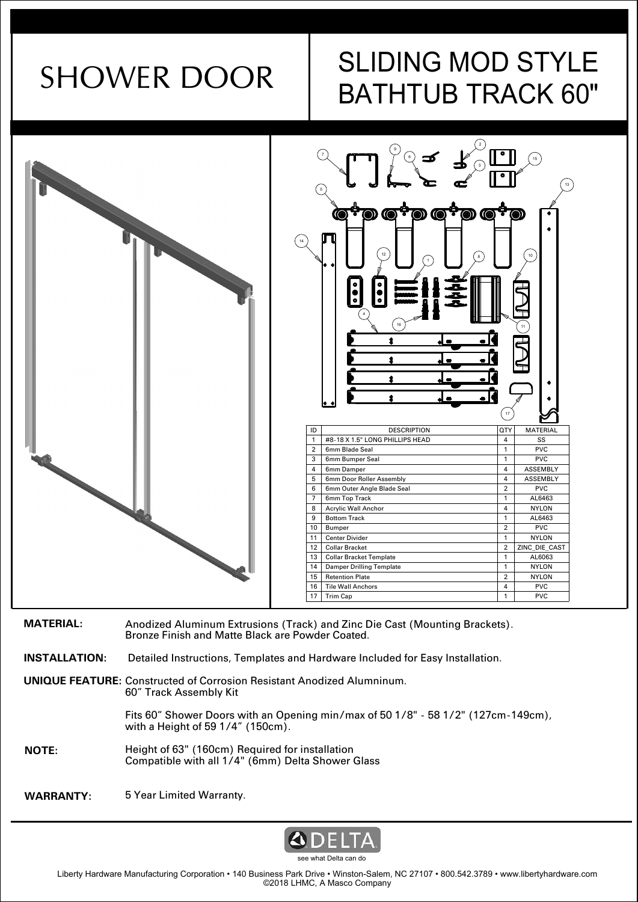# SHOWER DOOR

# SLIDING MOD STYLE BATHTUB TRACK 60"

| ID | DESCRIPTION | QTY | MATERIAL |
|---|---|---|---|
| 1 | #8-18 X 1.5" LONG PHILLIPS HEAD | 4 | SS |
| 2 | 6mm Blade Seal | 1 | PVC |
| 3 | 6mm Bumper Seal | 1 | PVC |
| 4 | 6mm Damper | 4 | ASSEMBLY |
| 5 | 6mm Door Roller Assembly | 4 | ASSEMBLY |
| 6 | 6mm Outer Angle Blade Seal | 2 | PVC |
| 7 | 6mm Top Track | 1 | AL6463 |
| 8 | Acrylic Wall Anchor | 4 | NYLON |
| 9 | Bottom Track | 1 | AL6463 |
| 10 | Bumper | 2 | PVC |
| 11 | Center Divider | 1 | NYLON |
| 12 | Collar Bracket | 2 | ZINC_DIE_CAST |
| 13 | Collar Bracket Template | 1 | AL6063 |
| 14 | Damper Drilling Template | 1 | NYLON |
| 15 | Retention Plate | 2 | NYLON |
| 16 | Tile Wall Anchors | 4 | PVC |
| 17 | Trim Cap | 1 | PVC |

**MATERIAL:** Anodized Aluminum Extrusions (Track) and Zinc Die Cast (Mounting Brackets). Bronze Finish and Matte Black are Powder Coated.

**INSTALLATION:** Detailed Instructions, Templates and Hardware Included for Easy Installation.

**UNIQUE FEATURE:** Constructed of Corrosion Resistant Anodized Alumninum.
60" Track Assembly Kit

Fits 60" Shower Doors with an Opening min/max of 50 1/8" - 58 1/2" (127cm-149cm), with a Height of 59 1/4" (150cm).

**NOTE:** Height of 63" (160cm) Required for installation
Compatible with all 1/4" (6mm) Delta Shower Glass

**WARRANTY:** 5 Year Limited Warranty.

DELTA
see what Delta can do

Liberty Hardware Manufacturing Corporation • 140 Business Park Drive • Winston-Salem, NC 27107 • 800.542.3789 • www.libertyhardware.com
©2018 LHMC, A Masco Company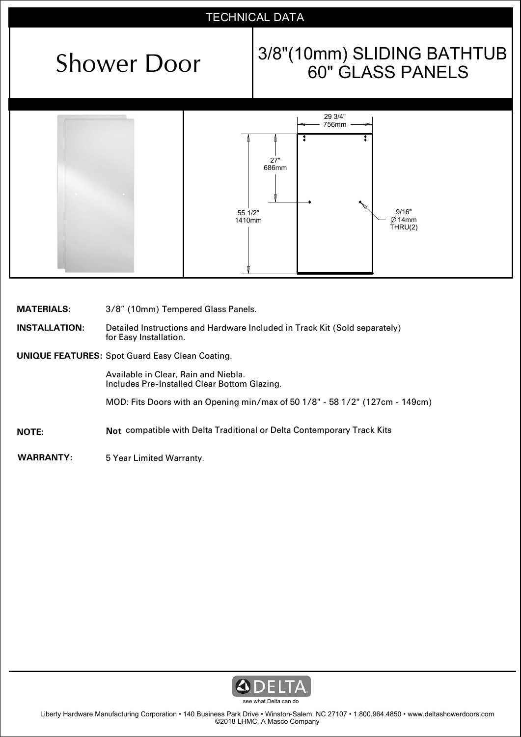TECHNICAL DATA

# Shower Door

## 3/8"(10mm) SLIDING BATHTUB 60" GLASS PANELS

29 3/4"
756mm

27"
686mm

55 1/2"
1410mm

9/16"
∅ 14mm
THRU(2)

**MATERIALS:** 3/8" (10mm) Tempered Glass Panels.

**INSTALLATION:** Detailed Instructions and Hardware Included in Track Kit (Sold separately) for Easy Installation.

**UNIQUE FEATURES:** Spot Guard Easy Clean Coating.

Available in Clear, Rain and Niebla.
Includes Pre-Installed Clear Bottom Glazing.

MOD: Fits Doors with an Opening min/max of 50 1/8" - 58 1/2" (127cm - 149cm)

**NOTE:** **Not** compatible with Delta Traditional or Delta Contemporary Track Kits

**WARRANTY:** 5 Year Limited Warranty.

DELTA
see what Delta can do

Liberty Hardware Manufacturing Corporation • 140 Business Park Drive • Winston-Salem, NC 27107 • 1.800.964.4850 • www.deltashowerdoors.com
©2018 LHMC, A Masco Company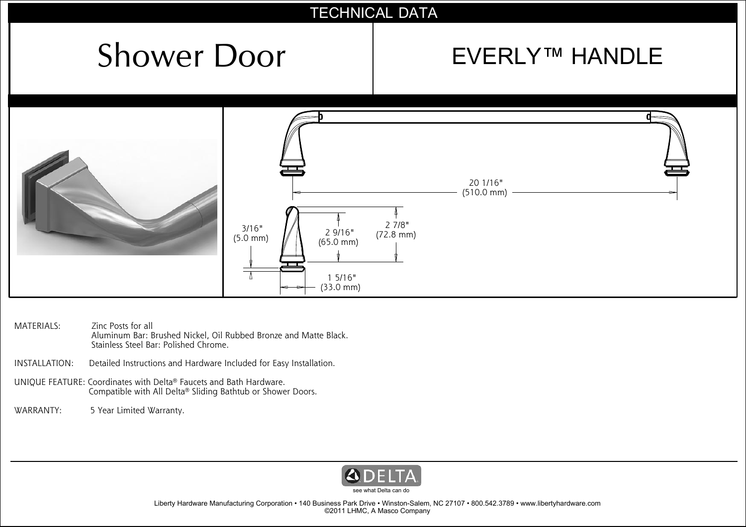# TECHNICAL DATA

# Shower Door

# EVERLY™ HANDLE

20 1/16"
(510.0 mm)

3/16"
(5.0 mm)

2 9/16"
(65.0 mm)

2 7/8"
(72.8 mm)

1 5/16"
(33.0 mm)

MATERIALS: Zinc Posts for all
Aluminum Bar: Brushed Nickel, Oil Rubbed Bronze and Matte Black.
Stainless Steel Bar: Polished Chrome.

INSTALLATION: Detailed Instructions and Hardware Included for Easy Installation.

UNIQUE FEATURE: Coordinates with Delta® Faucets and Bath Hardware.
Compatible with All Delta® Sliding Bathtub or Shower Doors.

WARRANTY: 5 Year Limited Warranty.

DELTA
see what Delta can do

Liberty Hardware Manufacturing Corporation • 140 Business Park Drive • Winston-Salem, NC 27107 • 800.542.3789 • www.libertyhardware.com
©2011 LHMC, A Masco Company